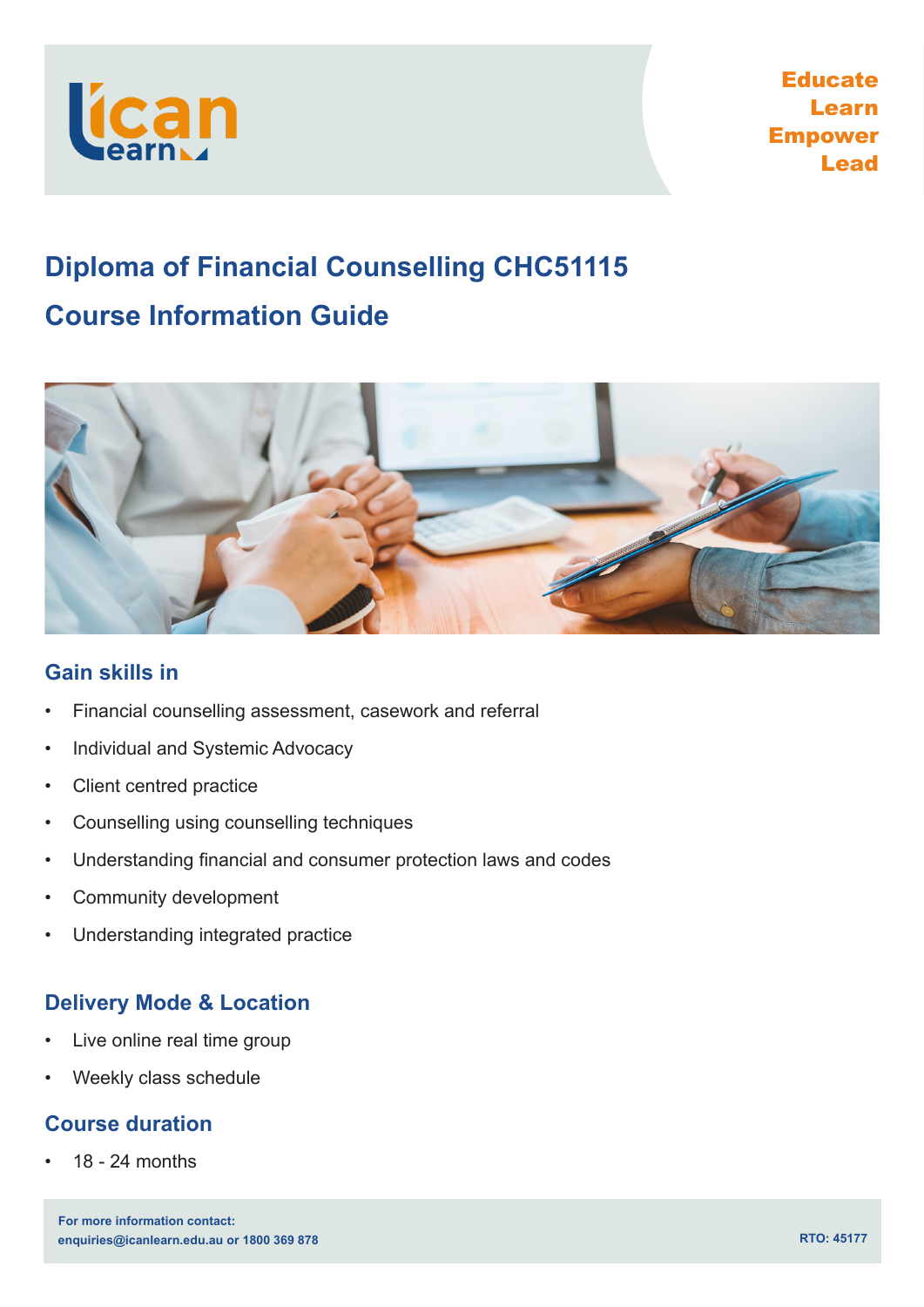Educate
Learn
Empower
Lead

# Diploma of Financial Counselling CHC51115

# Course Information Guide

## Gain skills in

- Financial counselling assessment, casework and referral
- Individual and Systemic Advocacy
- Client centred practice
- Counselling using counselling techniques
- Understanding financial and consumer protection laws and codes
- Community development
- Understanding integrated practice

## Delivery Mode & Location

- Live online real time group
- Weekly class schedule

## Course duration

- 18 - 24 months

**For more information contact:**
**enquiries@icanlearn.edu.au or 1800 369 878**

**RTO: 45177**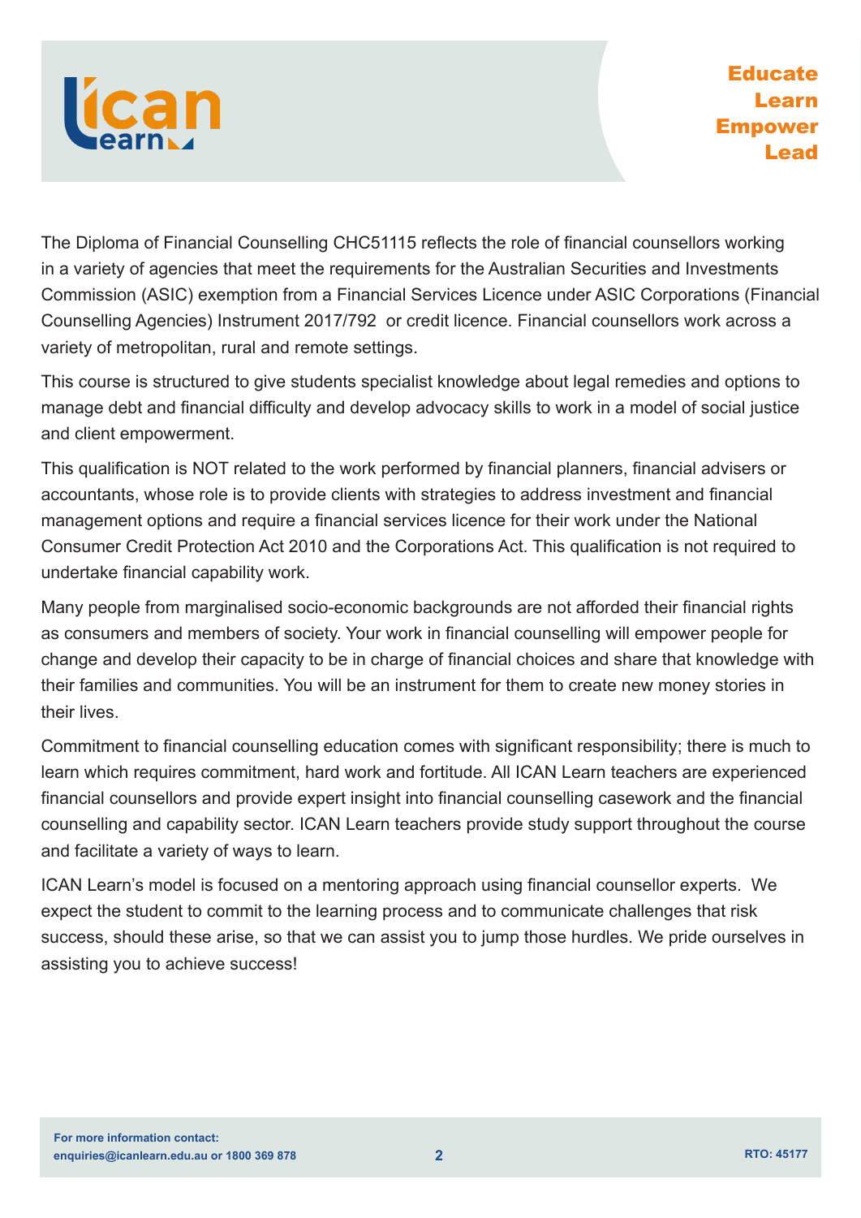The Diploma of Financial Counselling CHC51115 reflects the role of financial counsellors working in a variety of agencies that meet the requirements for the Australian Securities and Investments Commission (ASIC) exemption from a Financial Services Licence under ASIC Corporations (Financial Counselling Agencies) Instrument 2017/792 or credit licence. Financial counsellors work across a variety of metropolitan, rural and remote settings.

This course is structured to give students specialist knowledge about legal remedies and options to manage debt and financial difficulty and develop advocacy skills to work in a model of social justice and client empowerment.

This qualification is NOT related to the work performed by financial planners, financial advisers or accountants, whose role is to provide clients with strategies to address investment and financial management options and require a financial services licence for their work under the National Consumer Credit Protection Act 2010 and the Corporations Act. This qualification is not required to undertake financial capability work.

Many people from marginalised socio-economic backgrounds are not afforded their financial rights as consumers and members of society. Your work in financial counselling will empower people for change and develop their capacity to be in charge of financial choices and share that knowledge with their families and communities. You will be an instrument for them to create new money stories in their lives.

Commitment to financial counselling education comes with significant responsibility; there is much to learn which requires commitment, hard work and fortitude. All ICAN Learn teachers are experienced financial counsellors and provide expert insight into financial counselling casework and the financial counselling and capability sector. ICAN Learn teachers provide study support throughout the course and facilitate a variety of ways to learn.

ICAN Learn's model is focused on a mentoring approach using financial counsellor experts. We expect the student to commit to the learning process and to communicate challenges that risk success, should these arise, so that we can assist you to jump those hurdles. We pride ourselves in assisting you to achieve success!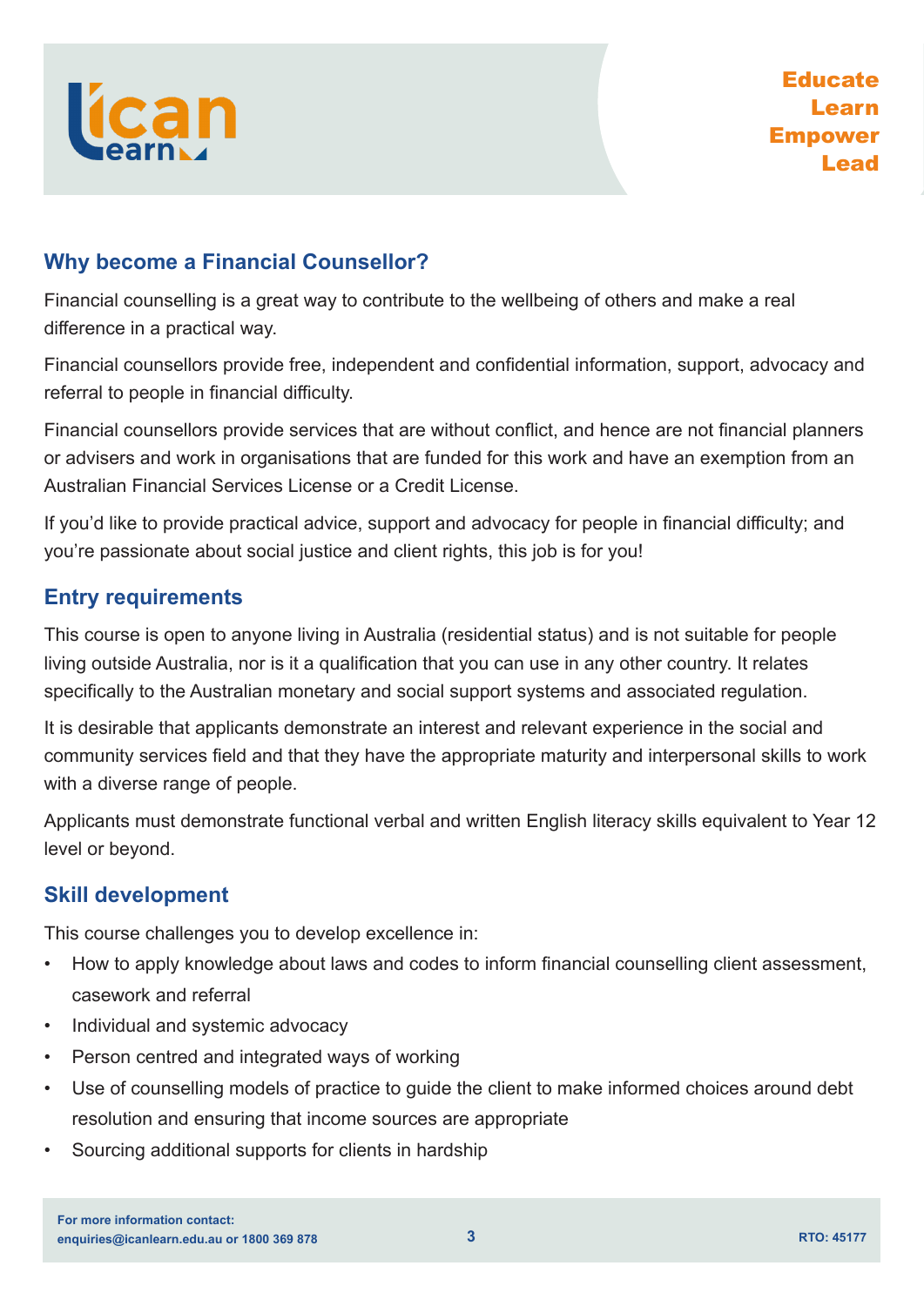## Why become a Financial Counsellor?

Financial counselling is a great way to contribute to the wellbeing of others and make a real difference in a practical way.

Financial counsellors provide free, independent and confidential information, support, advocacy and referral to people in financial difficulty.

Financial counsellors provide services that are without conflict, and hence are not financial planners or advisers and work in organisations that are funded for this work and have an exemption from an Australian Financial Services License or a Credit License.

If you'd like to provide practical advice, support and advocacy for people in financial difficulty; and you're passionate about social justice and client rights, this job is for you!

## Entry requirements

This course is open to anyone living in Australia (residential status) and is not suitable for people living outside Australia, nor is it a qualification that you can use in any other country. It relates specifically to the Australian monetary and social support systems and associated regulation.

It is desirable that applicants demonstrate an interest and relevant experience in the social and community services field and that they have the appropriate maturity and interpersonal skills to work with a diverse range of people.

Applicants must demonstrate functional verbal and written English literacy skills equivalent to Year 12 level or beyond.

## Skill development

This course challenges you to develop excellence in:

- How to apply knowledge about laws and codes to inform financial counselling client assessment, casework and referral
- Individual and systemic advocacy
- Person centred and integrated ways of working
- Use of counselling models of practice to guide the client to make informed choices around debt resolution and ensuring that income sources are appropriate
- Sourcing additional supports for clients in hardship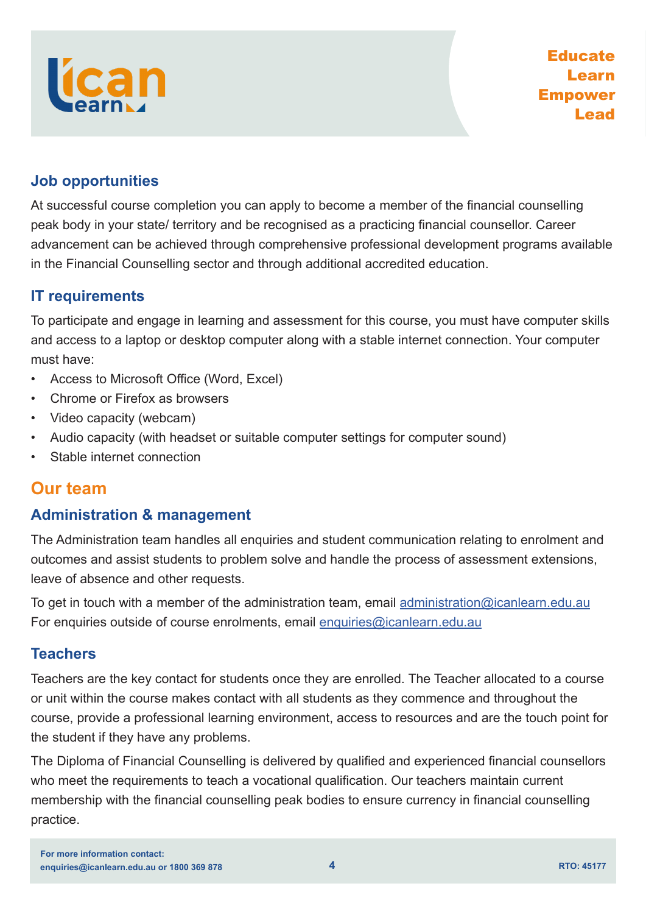## Job opportunities

At successful course completion you can apply to become a member of the financial counselling peak body in your state/ territory and be recognised as a practicing financial counsellor. Career advancement can be achieved through comprehensive professional development programs available in the Financial Counselling sector and through additional accredited education.

## IT requirements

To participate and engage in learning and assessment for this course, you must have computer skills and access to a laptop or desktop computer along with a stable internet connection. Your computer must have:

- Access to Microsoft Office (Word, Excel)
- Chrome or Firefox as browsers
- Video capacity (webcam)
- Audio capacity (with headset or suitable computer settings for computer sound)
- Stable internet connection

# Our team

## Administration & management

The Administration team handles all enquiries and student communication relating to enrolment and outcomes and assist students to problem solve and handle the process of assessment extensions, leave of absence and other requests.

To get in touch with a member of the administration team, email administration@icanlearn.edu.au
For enquiries outside of course enrolments, email enquiries@icanlearn.edu.au

## Teachers

Teachers are the key contact for students once they are enrolled. The Teacher allocated to a course or unit within the course makes contact with all students as they commence and throughout the course, provide a professional learning environment, access to resources and are the touch point for the student if they have any problems.

The Diploma of Financial Counselling is delivered by qualified and experienced financial counsellors who meet the requirements to teach a vocational qualification. Our teachers maintain current membership with the financial counselling peak bodies to ensure currency in financial counselling practice.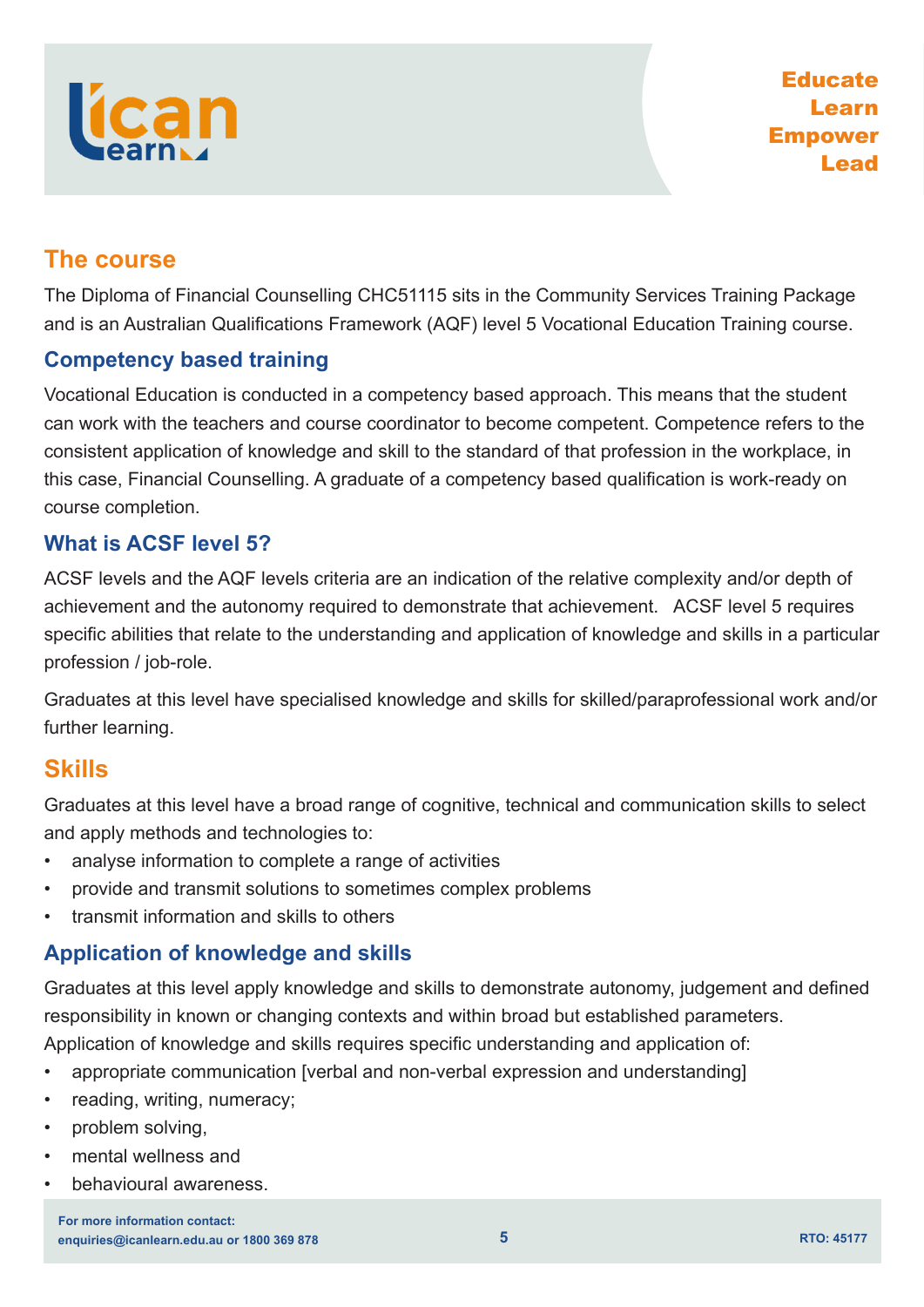## The course

The Diploma of Financial Counselling CHC51115 sits in the Community Services Training Package and is an Australian Qualifications Framework (AQF) level 5 Vocational Education Training course.

### Competency based training

Vocational Education is conducted in a competency based approach. This means that the student can work with the teachers and course coordinator to become competent. Competence refers to the consistent application of knowledge and skill to the standard of that profession in the workplace, in this case, Financial Counselling. A graduate of a competency based qualification is work-ready on course completion.

### What is ACSF level 5?

ACSF levels and the AQF levels criteria are an indication of the relative complexity and/or depth of achievement and the autonomy required to demonstrate that achievement. ACSF level 5 requires specific abilities that relate to the understanding and application of knowledge and skills in a particular profession / job-role.

Graduates at this level have specialised knowledge and skills for skilled/paraprofessional work and/or further learning.

## Skills

Graduates at this level have a broad range of cognitive, technical and communication skills to select and apply methods and technologies to:

- analyse information to complete a range of activities
- provide and transmit solutions to sometimes complex problems
- transmit information and skills to others

### Application of knowledge and skills

Graduates at this level apply knowledge and skills to demonstrate autonomy, judgement and defined responsibility in known or changing contexts and within broad but established parameters.
Application of knowledge and skills requires specific understanding and application of:

- appropriate communication [verbal and non-verbal expression and understanding]
- reading, writing, numeracy;
- problem solving,
- mental wellness and
- behavioural awareness.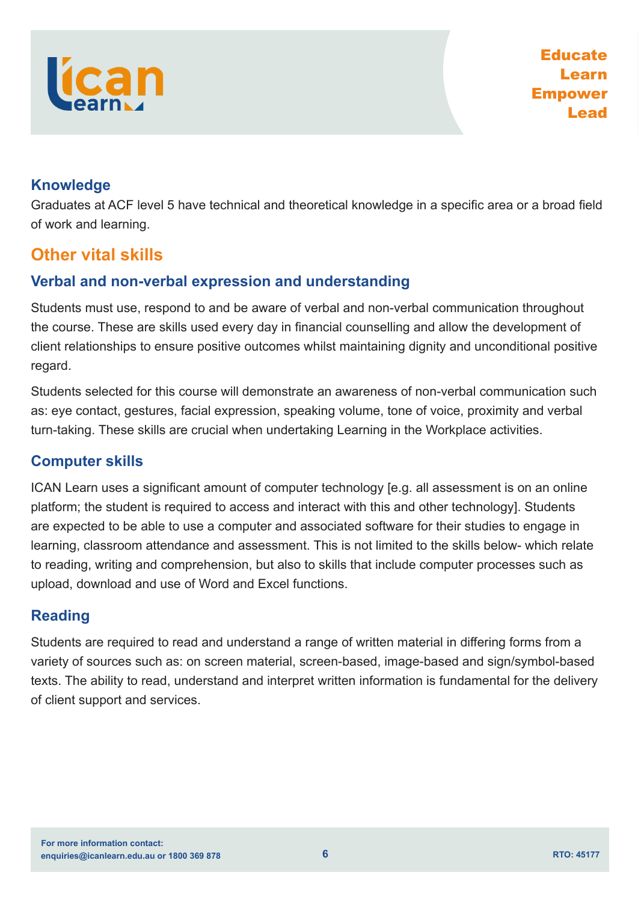### Knowledge

Graduates at ACF level 5 have technical and theoretical knowledge in a specific area or a broad field of work and learning.

## Other vital skills

### Verbal and non-verbal expression and understanding

Students must use, respond to and be aware of verbal and non-verbal communication throughout the course. These are skills used every day in financial counselling and allow the development of client relationships to ensure positive outcomes whilst maintaining dignity and unconditional positive regard.

Students selected for this course will demonstrate an awareness of non-verbal communication such as: eye contact, gestures, facial expression, speaking volume, tone of voice, proximity and verbal turn-taking. These skills are crucial when undertaking Learning in the Workplace activities.

### Computer skills

ICAN Learn uses a significant amount of computer technology [e.g. all assessment is on an online platform; the student is required to access and interact with this and other technology]. Students are expected to be able to use a computer and associated software for their studies to engage in learning, classroom attendance and assessment. This is not limited to the skills below- which relate to reading, writing and comprehension, but also to skills that include computer processes such as upload, download and use of Word and Excel functions.

### Reading

Students are required to read and understand a range of written material in differing forms from a variety of sources such as: on screen material, screen-based, image-based and sign/symbol-based texts. The ability to read, understand and interpret written information is fundamental for the delivery of client support and services.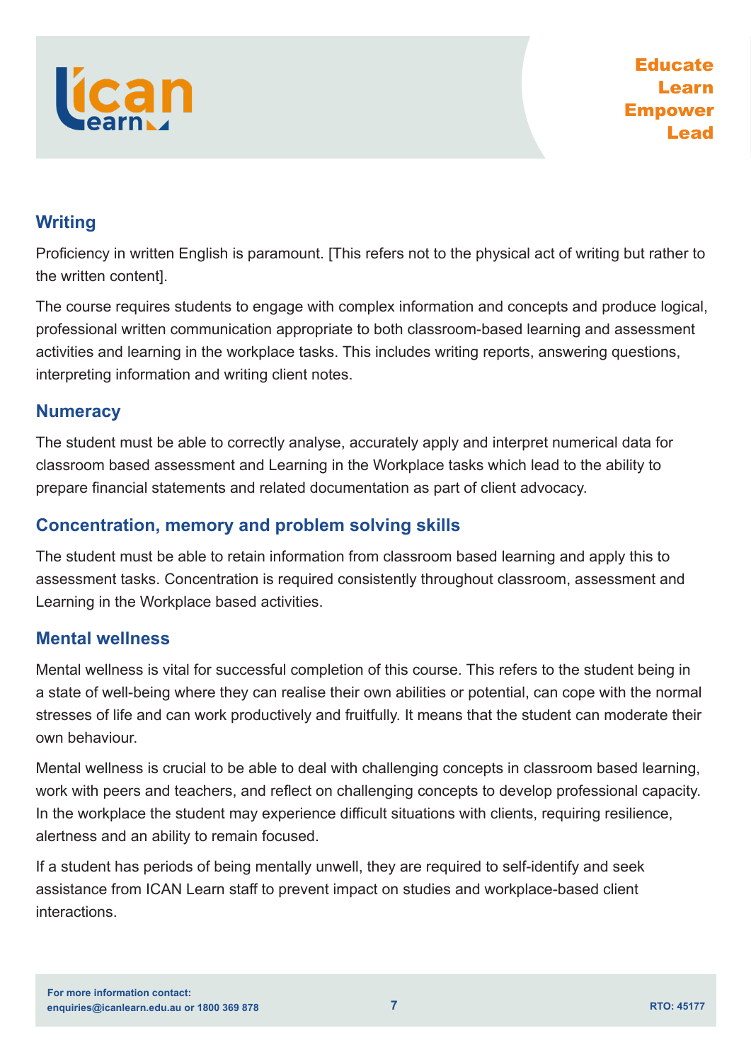## Writing

Proficiency in written English is paramount. [This refers not to the physical act of writing but rather to the written content].

The course requires students to engage with complex information and concepts and produce logical, professional written communication appropriate to both classroom-based learning and assessment activities and learning in the workplace tasks. This includes writing reports, answering questions, interpreting information and writing client notes.

## Numeracy

The student must be able to correctly analyse, accurately apply and interpret numerical data for classroom based assessment and Learning in the Workplace tasks which lead to the ability to prepare financial statements and related documentation as part of client advocacy.

## Concentration, memory and problem solving skills

The student must be able to retain information from classroom based learning and apply this to assessment tasks. Concentration is required consistently throughout classroom, assessment and Learning in the Workplace based activities.

## Mental wellness

Mental wellness is vital for successful completion of this course. This refers to the student being in a state of well-being where they can realise their own abilities or potential, can cope with the normal stresses of life and can work productively and fruitfully. It means that the student can moderate their own behaviour.

Mental wellness is crucial to be able to deal with challenging concepts in classroom based learning, work with peers and teachers, and reflect on challenging concepts to develop professional capacity. In the workplace the student may experience difficult situations with clients, requiring resilience, alertness and an ability to remain focused.

If a student has periods of being mentally unwell, they are required to self-identify and seek assistance from ICAN Learn staff to prevent impact on studies and workplace-based client interactions.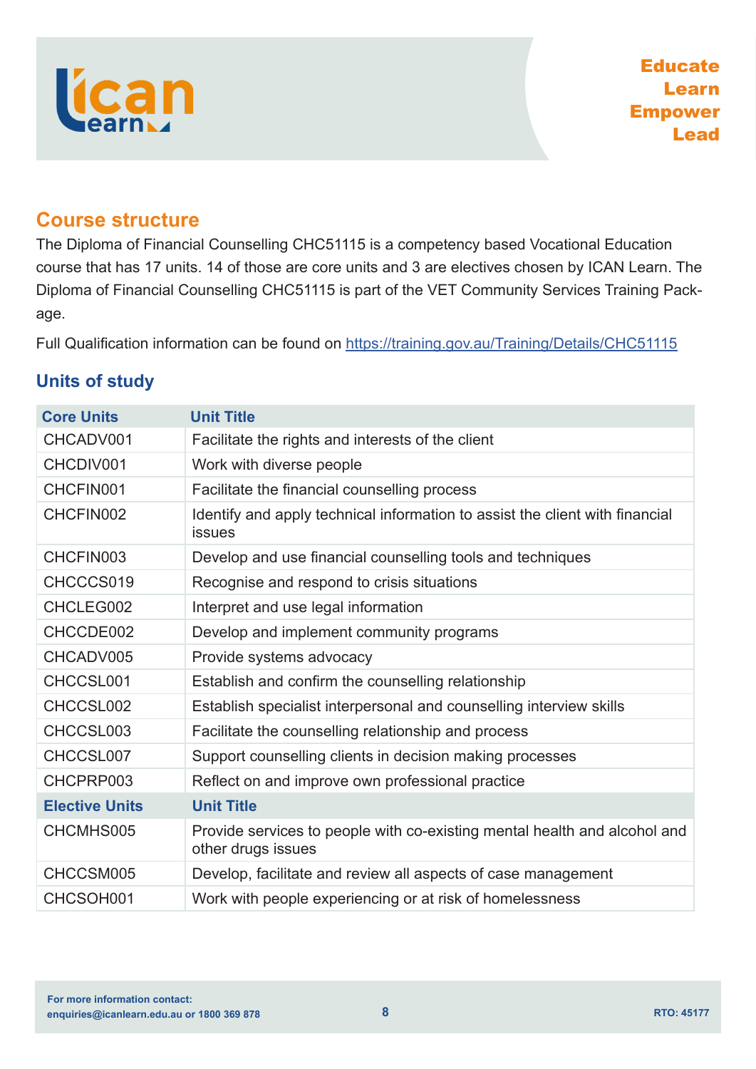## Course structure

The Diploma of Financial Counselling CHC51115 is a competency based Vocational Education course that has 17 units. 14 of those are core units and 3 are electives chosen by ICAN Learn. The Diploma of Financial Counselling CHC51115 is part of the VET Community Services Training Package.

Full Qualification information can be found on https://training.gov.au/Training/Details/CHC51115

### Units of study

| Core Units | Unit Title |
|---|---|
| CHCADV001 | Facilitate the rights and interests of the client |
| CHCDIV001 | Work with diverse people |
| CHCFIN001 | Facilitate the financial counselling process |
| CHCFIN002 | Identify and apply technical information to assist the client with financial issues |
| CHCFIN003 | Develop and use financial counselling tools and techniques |
| CHCCCS019 | Recognise and respond to crisis situations |
| CHCLEG002 | Interpret and use legal information |
| CHCCDE002 | Develop and implement community programs |
| CHCADV005 | Provide systems advocacy |
| CHCCSL001 | Establish and confirm the counselling relationship |
| CHCCSL002 | Establish specialist interpersonal and counselling interview skills |
| CHCCSL003 | Facilitate the counselling relationship and process |
| CHCCSL007 | Support counselling clients in decision making processes |
| CHCPRP003 | Reflect on and improve own professional practice |
| **Elective Units** | **Unit Title** |
| CHCMHS005 | Provide services to people with co-existing mental health and alcohol and other drugs issues |
| CHCCSM005 | Develop, facilitate and review all aspects of case management |
| CHCSOH001 | Work with people experiencing or at risk of homelessness |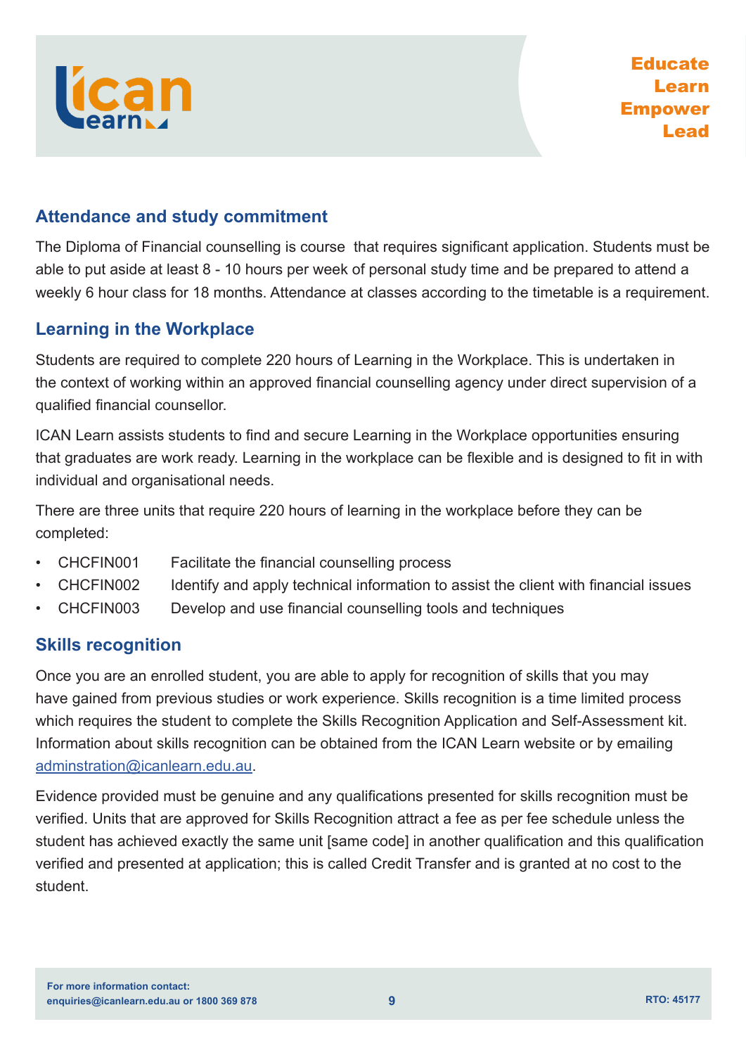## Attendance and study commitment

The Diploma of Financial counselling is course that requires significant application. Students must be able to put aside at least 8 - 10 hours per week of personal study time and be prepared to attend a weekly 6 hour class for 18 months. Attendance at classes according to the timetable is a requirement.

## Learning in the Workplace

Students are required to complete 220 hours of Learning in the Workplace. This is undertaken in the context of working within an approved financial counselling agency under direct supervision of a qualified financial counsellor.

ICAN Learn assists students to find and secure Learning in the Workplace opportunities ensuring that graduates are work ready. Learning in the workplace can be flexible and is designed to fit in with individual and organisational needs.

There are three units that require 220 hours of learning in the workplace before they can be completed:

- CHCFIN001 Facilitate the financial counselling process
- CHCFIN002 Identify and apply technical information to assist the client with financial issues
- CHCFIN003 Develop and use financial counselling tools and techniques

## Skills recognition

Once you are an enrolled student, you are able to apply for recognition of skills that you may have gained from previous studies or work experience. Skills recognition is a time limited process which requires the student to complete the Skills Recognition Application and Self-Assessment kit. Information about skills recognition can be obtained from the ICAN Learn website or by emailing adminstration@icanlearn.edu.au.

Evidence provided must be genuine and any qualifications presented for skills recognition must be verified. Units that are approved for Skills Recognition attract a fee as per fee schedule unless the student has achieved exactly the same unit [same code] in another qualification and this qualification verified and presented at application; this is called Credit Transfer and is granted at no cost to the student.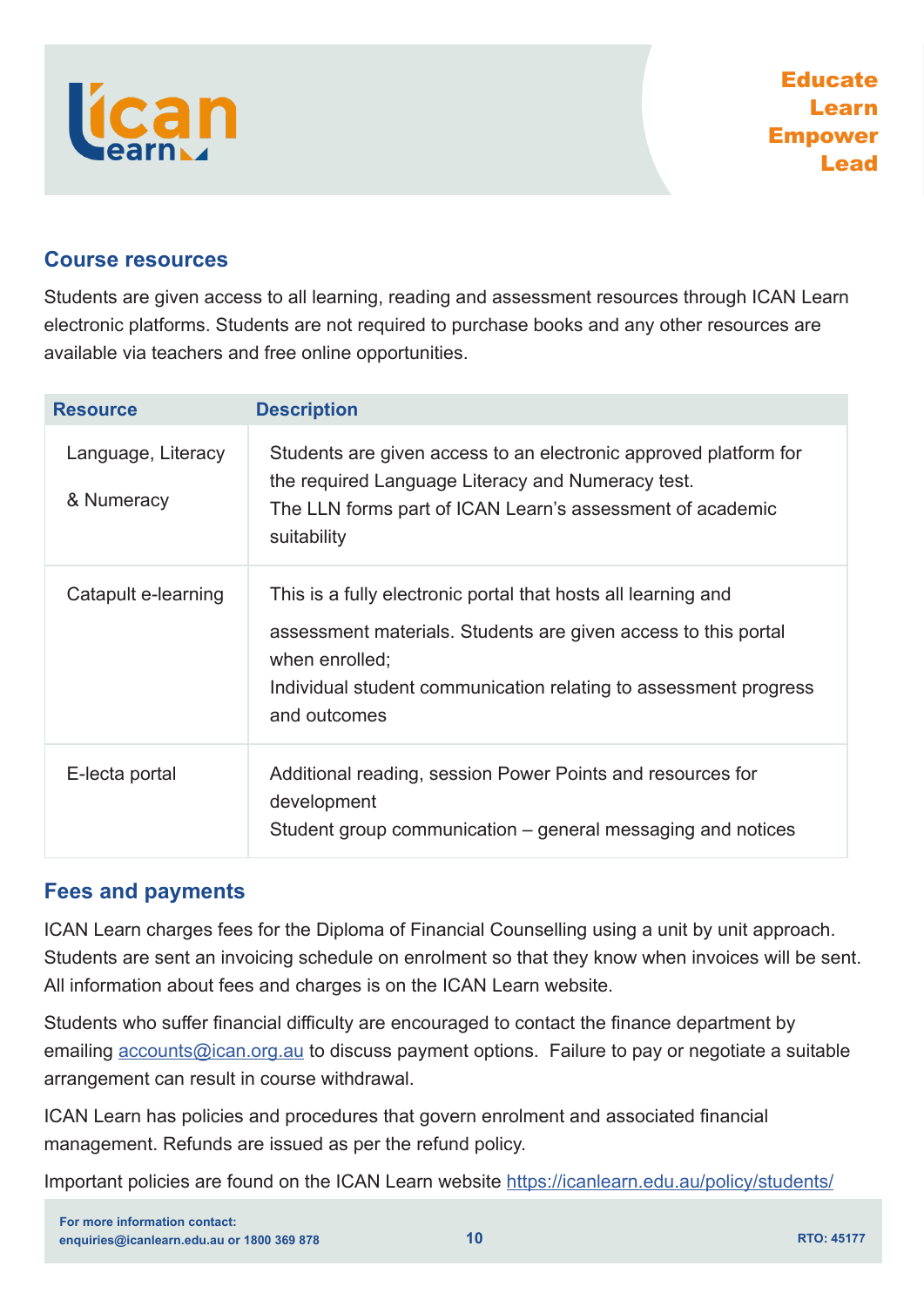## Course resources

Students are given access to all learning, reading and assessment resources through ICAN Learn electronic platforms. Students are not required to purchase books and any other resources are available via teachers and free online opportunities.

| Resource | Description |
|---|---|
| Language, Literacy & Numeracy | Students are given access to an electronic approved platform for the required Language Literacy and Numeracy test. The LLN forms part of ICAN Learn's assessment of academic suitability |
| Catapult e-learning | This is a fully electronic portal that hosts all learning and assessment materials. Students are given access to this portal when enrolled; Individual student communication relating to assessment progress and outcomes |
| E-lecta portal | Additional reading, session Power Points and resources for development Student group communication – general messaging and notices |

## Fees and payments

ICAN Learn charges fees for the Diploma of Financial Counselling using a unit by unit approach. Students are sent an invoicing schedule on enrolment so that they know when invoices will be sent. All information about fees and charges is on the ICAN Learn website.

Students who suffer financial difficulty are encouraged to contact the finance department by emailing accounts@ican.org.au to discuss payment options. Failure to pay or negotiate a suitable arrangement can result in course withdrawal.

ICAN Learn has policies and procedures that govern enrolment and associated financial management. Refunds are issued as per the refund policy.

Important policies are found on the ICAN Learn website https://icanlearn.edu.au/policy/students/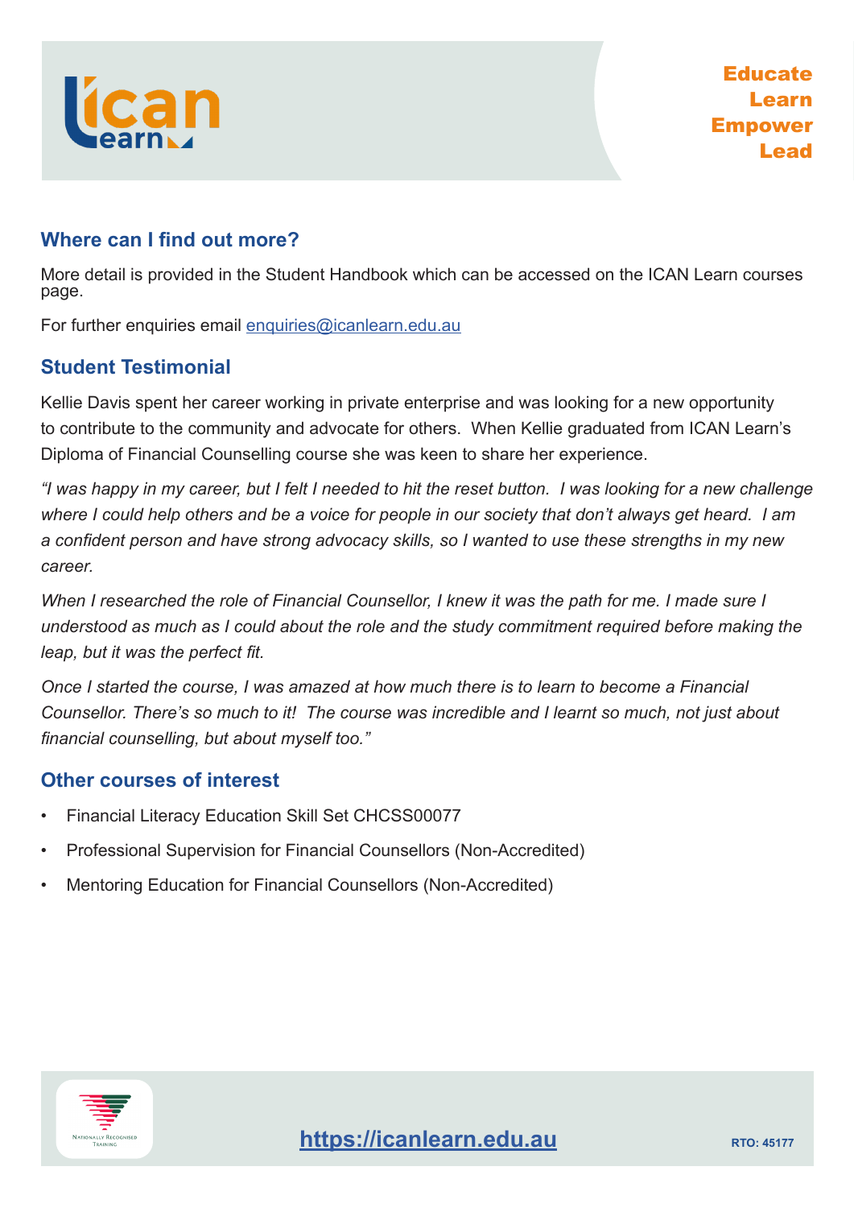## Where can I find out more?

More detail is provided in the Student Handbook which can be accessed on the ICAN Learn courses page.

For further enquiries email enquiries@icanlearn.edu.au

## Student Testimonial

Kellie Davis spent her career working in private enterprise and was looking for a new opportunity to contribute to the community and advocate for others. When Kellie graduated from ICAN Learn's Diploma of Financial Counselling course she was keen to share her experience.

*"I was happy in my career, but I felt I needed to hit the reset button. I was looking for a new challenge where I could help others and be a voice for people in our society that don't always get heard. I am a confident person and have strong advocacy skills, so I wanted to use these strengths in my new career.*

*When I researched the role of Financial Counsellor, I knew it was the path for me. I made sure I understood as much as I could about the role and the study commitment required before making the leap, but it was the perfect fit.*

*Once I started the course, I was amazed at how much there is to learn to become a Financial Counsellor. There's so much to it! The course was incredible and I learnt so much, not just about financial counselling, but about myself too."*

## Other courses of interest

- Financial Literacy Education Skill Set CHCSS00077
- Professional Supervision for Financial Counsellors (Non-Accredited)
- Mentoring Education for Financial Counsellors (Non-Accredited)

https://icanlearn.edu.au

RTO: 45177